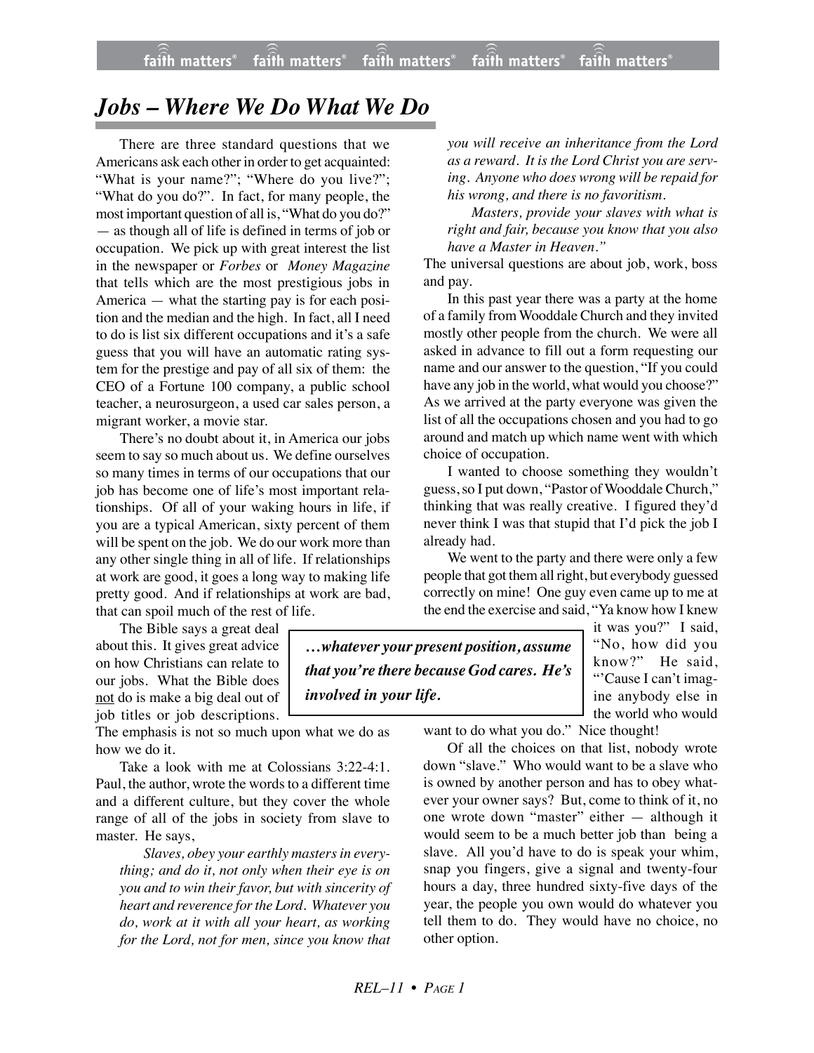# *Jobs – Where We Do What We Do*

There are three standard questions that we Americans ask each other in order to get acquainted: "What is your name?"; "Where do you live?"; "What do you do?". In fact, for many people, the most important question of all is, "What do you do?" — as though all of life is defined in terms of job or occupation. We pick up with great interest the list in the newspaper or *Forbes* or *Money Magazine* that tells which are the most prestigious jobs in America — what the starting pay is for each position and the median and the high. In fact, all I need to do is list six different occupations and it's a safe guess that you will have an automatic rating system for the prestige and pay of all six of them: the CEO of a Fortune 100 company, a public school teacher, a neurosurgeon, a used car sales person, a migrant worker, a movie star.

There's no doubt about it, in America our jobs seem to say so much about us. We define ourselves so many times in terms of our occupations that our job has become one of life's most important relationships. Of all of your waking hours in life, if you are a typical American, sixty percent of them will be spent on the job. We do our work more than any other single thing in all of life. If relationships at work are good, it goes a long way to making life pretty good. And if relationships at work are bad, that can spoil much of the rest of life.

The Bible says a great deal about this. It gives great advice on how Christians can relate to our jobs. What the Bible does <u>not</u> do is make a big deal out of job titles or job descriptions. The emphasis is not so much upon what we do as how we do it.

Take a look with me at Colossians 3:22-4:1. Paul, the author, wrote the words to a different time and a different culture, but they cover the whole range of all of the jobs in society from slave to master. He says,

> *Slaves, obey your earthly masters in everything; and do it, not only when their eye is on you and to win their favor, but with sincerity of heart and reverence for the Lord. Whatever you do, work at it with all your heart, as working for the Lord, not for men, since you know that you will receive an inheritance from the Lord as a reward. It is the Lord Christ you are serving. Anyone who does wrong will be repaid for his wrong, and there is no favoritism.*
>
> *Masters, provide your slaves with what is right and fair, because you know that you also have a Master in Heaven."*

The universal questions are about job, work, boss and pay.

In this past year there was a party at the home of a family from Wooddale Church and they invited mostly other people from the church. We were all asked in advance to fill out a form requesting our name and our answer to the question, "If you could have any job in the world, what would you choose?" As we arrived at the party everyone was given the list of all the occupations chosen and you had to go around and match up which name went with which choice of occupation.

I wanted to choose something they wouldn't guess, so I put down, "Pastor of Wooddale Church," thinking that was really creative. I figured they'd never think I was that stupid that I'd pick the job I already had.

We went to the party and there were only a few people that got them all right, but everybody guessed correctly on mine! One guy even came up to me at the end the exercise and said, "Ya know how I knew it was you?" I said, "No, how did you know?" He said, "'Cause I can't imagine anybody else in the world who would want to do what you do." Nice thought!

> ***…whatever your present position, assume that you're there because God cares. He's involved in your life.***

Of all the choices on that list, nobody wrote down "slave." Who would want to be a slave who is owned by another person and has to obey whatever your owner says? But, come to think of it, no one wrote down "master" either — although it would seem to be a much better job than being a slave. All you'd have to do is speak your whim, snap you fingers, give a signal and twenty-four hours a day, three hundred sixty-five days of the year, the people you own would do whatever you tell them to do. They would have no choice, no other option.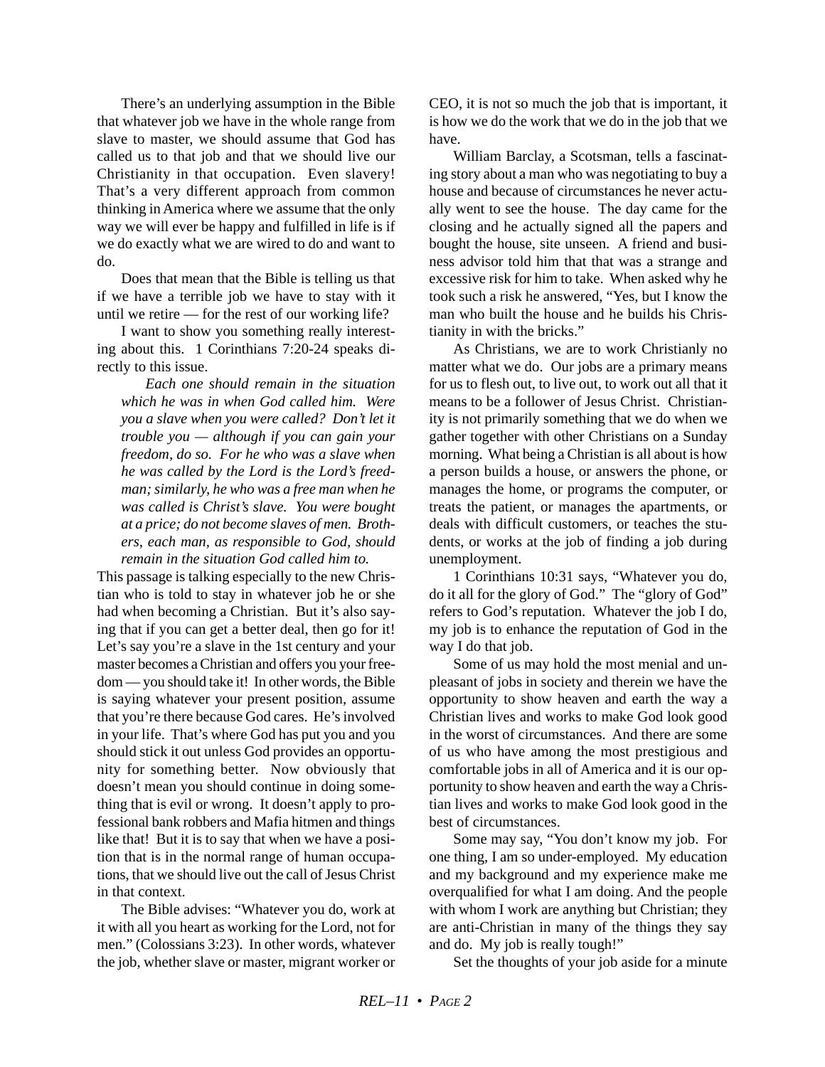There's an underlying assumption in the Bible that whatever job we have in the whole range from slave to master, we should assume that God has called us to that job and that we should live our Christianity in that occupation. Even slavery! That's a very different approach from common thinking in America where we assume that the only way we will ever be happy and fulfilled in life is if we do exactly what we are wired to do and want to do.

Does that mean that the Bible is telling us that if we have a terrible job we have to stay with it until we retire — for the rest of our working life?

I want to show you something really interesting about this. 1 Corinthians 7:20-24 speaks directly to this issue.

> *Each one should remain in the situation which he was in when God called him. Were you a slave when you were called? Don't let it trouble you — although if you can gain your freedom, do so. For he who was a slave when he was called by the Lord is the Lord's freedman; similarly, he who was a free man when he was called is Christ's slave. You were bought at a price; do not become slaves of men. Brothers, each man, as responsible to God, should remain in the situation God called him to.*

This passage is talking especially to the new Christian who is told to stay in whatever job he or she had when becoming a Christian. But it's also saying that if you can get a better deal, then go for it! Let's say you're a slave in the 1st century and your master becomes a Christian and offers you your freedom — you should take it! In other words, the Bible is saying whatever your present position, assume that you're there because God cares. He's involved in your life. That's where God has put you and you should stick it out unless God provides an opportunity for something better. Now obviously that doesn't mean you should continue in doing something that is evil or wrong. It doesn't apply to professional bank robbers and Mafia hitmen and things like that! But it is to say that when we have a position that is in the normal range of human occupations, that we should live out the call of Jesus Christ in that context.

The Bible advises: "Whatever you do, work at it with all you heart as working for the Lord, not for men." (Colossians 3:23). In other words, whatever the job, whether slave or master, migrant worker or CEO, it is not so much the job that is important, it is how we do the work that we do in the job that we have.

William Barclay, a Scotsman, tells a fascinating story about a man who was negotiating to buy a house and because of circumstances he never actually went to see the house. The day came for the closing and he actually signed all the papers and bought the house, site unseen. A friend and business advisor told him that that was a strange and excessive risk for him to take. When asked why he took such a risk he answered, "Yes, but I know the man who built the house and he builds his Christianity in with the bricks."

As Christians, we are to work Christianly no matter what we do. Our jobs are a primary means for us to flesh out, to live out, to work out all that it means to be a follower of Jesus Christ. Christianity is not primarily something that we do when we gather together with other Christians on a Sunday morning. What being a Christian is all about is how a person builds a house, or answers the phone, or manages the home, or programs the computer, or treats the patient, or manages the apartments, or deals with difficult customers, or teaches the students, or works at the job of finding a job during unemployment.

1 Corinthians 10:31 says, "Whatever you do, do it all for the glory of God." The "glory of God" refers to God's reputation. Whatever the job I do, my job is to enhance the reputation of God in the way I do that job.

Some of us may hold the most menial and unpleasant of jobs in society and therein we have the opportunity to show heaven and earth the way a Christian lives and works to make God look good in the worst of circumstances. And there are some of us who have among the most prestigious and comfortable jobs in all of America and it is our opportunity to show heaven and earth the way a Christian lives and works to make God look good in the best of circumstances.

Some may say, "You don't know my job. For one thing, I am so under-employed. My education and my background and my experience make me overqualified for what I am doing. And the people with whom I work are anything but Christian; they are anti-Christian in many of the things they say and do. My job is really tough!"

Set the thoughts of your job aside for a minute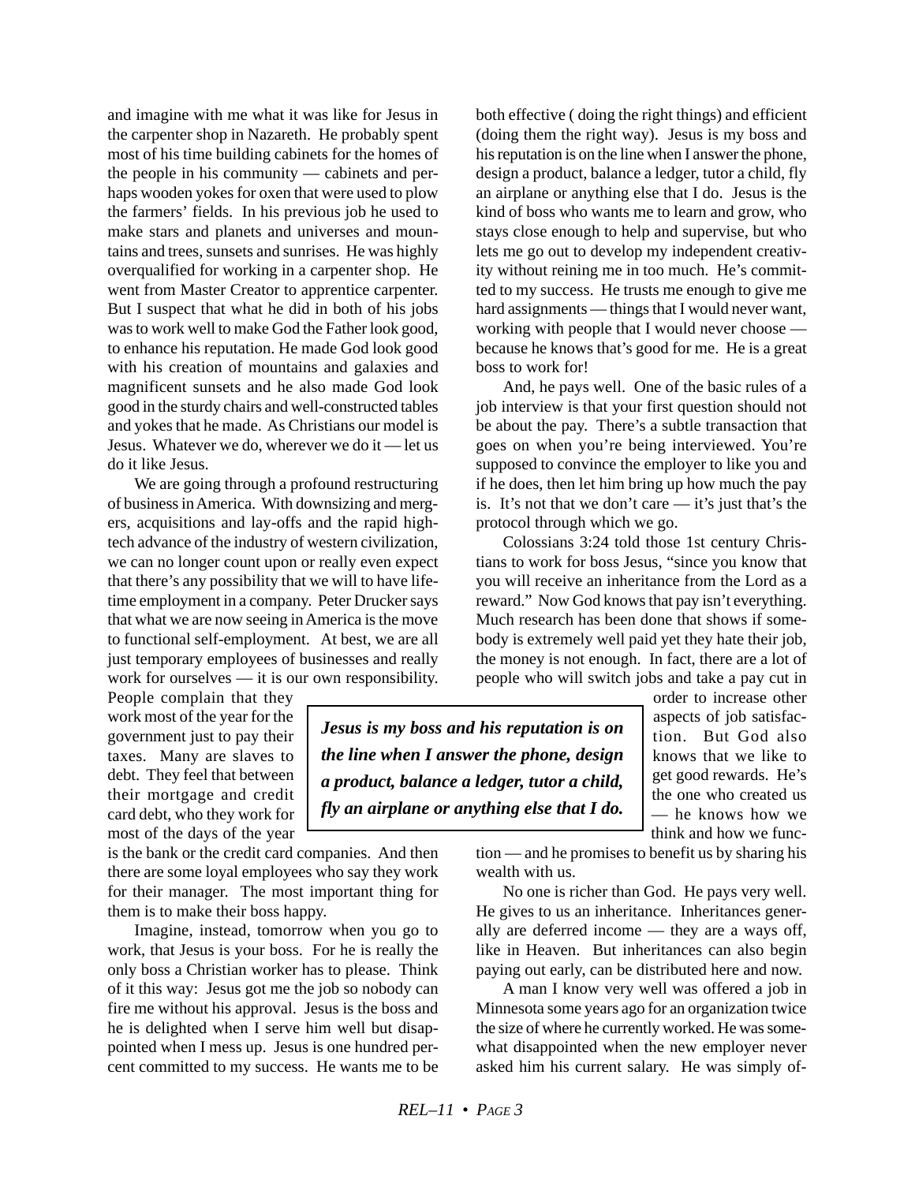and imagine with me what it was like for Jesus in the carpenter shop in Nazareth. He probably spent most of his time building cabinets for the homes of the people in his community — cabinets and perhaps wooden yokes for oxen that were used to plow the farmers' fields. In his previous job he used to make stars and planets and universes and mountains and trees, sunsets and sunrises. He was highly overqualified for working in a carpenter shop. He went from Master Creator to apprentice carpenter. But I suspect that what he did in both of his jobs was to work well to make God the Father look good, to enhance his reputation. He made God look good with his creation of mountains and galaxies and magnificent sunsets and he also made God look good in the sturdy chairs and well-constructed tables and yokes that he made. As Christians our model is Jesus. Whatever we do, wherever we do it — let us do it like Jesus.

We are going through a profound restructuring of business in America. With downsizing and mergers, acquisitions and lay-offs and the rapid high-tech advance of the industry of western civilization, we can no longer count upon or really even expect that there's any possibility that we will to have lifetime employment in a company. Peter Drucker says that what we are now seeing in America is the move to functional self-employment. At best, we are all just temporary employees of businesses and really work for ourselves — it is our own responsibility. People complain that they work most of the year for the government just to pay their taxes. Many are slaves to debt. They feel that between their mortgage and credit card debt, who they work for most of the days of the year is the bank or the credit card companies. And then there are some loyal employees who say they work for their manager. The most important thing for them is to make their boss happy.

Imagine, instead, tomorrow when you go to work, that Jesus is your boss. For he is really the only boss a Christian worker has to please. Think of it this way: Jesus got me the job so nobody can fire me without his approval. Jesus is the boss and he is delighted when I serve him well but disappointed when I mess up. Jesus is one hundred percent committed to my success. He wants me to be both effective ( doing the right things) and efficient (doing them the right way). Jesus is my boss and his reputation is on the line when I answer the phone, design a product, balance a ledger, tutor a child, fly an airplane or anything else that I do. Jesus is the kind of boss who wants me to learn and grow, who stays close enough to help and supervise, but who lets me go out to develop my independent creativity without reining me in too much. He's committed to my success. He trusts me enough to give me hard assignments — things that I would never want, working with people that I would never choose — because he knows that's good for me. He is a great boss to work for!

> ***Jesus is my boss and his reputation is on the line when I answer the phone, design a product, balance a ledger, tutor a child, fly an airplane or anything else that I do.***

And, he pays well. One of the basic rules of a job interview is that your first question should not be about the pay. There's a subtle transaction that goes on when you're being interviewed. You're supposed to convince the employer to like you and if he does, then let him bring up how much the pay is. It's not that we don't care — it's just that's the protocol through which we go.

Colossians 3:24 told those 1st century Christians to work for boss Jesus, "since you know that you will receive an inheritance from the Lord as a reward." Now God knows that pay isn't everything. Much research has been done that shows if somebody is extremely well paid yet they hate their job, the money is not enough. In fact, there are a lot of people who will switch jobs and take a pay cut in order to increase other aspects of job satisfaction. But God also knows that we like to get good rewards. He's the one who created us — he knows how we think and how we function — and he promises to benefit us by sharing his wealth with us.

No one is richer than God. He pays very well. He gives to us an inheritance. Inheritances generally are deferred income — they are a ways off, like in Heaven. But inheritances can also begin paying out early, can be distributed here and now.

A man I know very well was offered a job in Minnesota some years ago for an organization twice the size of where he currently worked. He was somewhat disappointed when the new employer never asked him his current salary. He was simply of-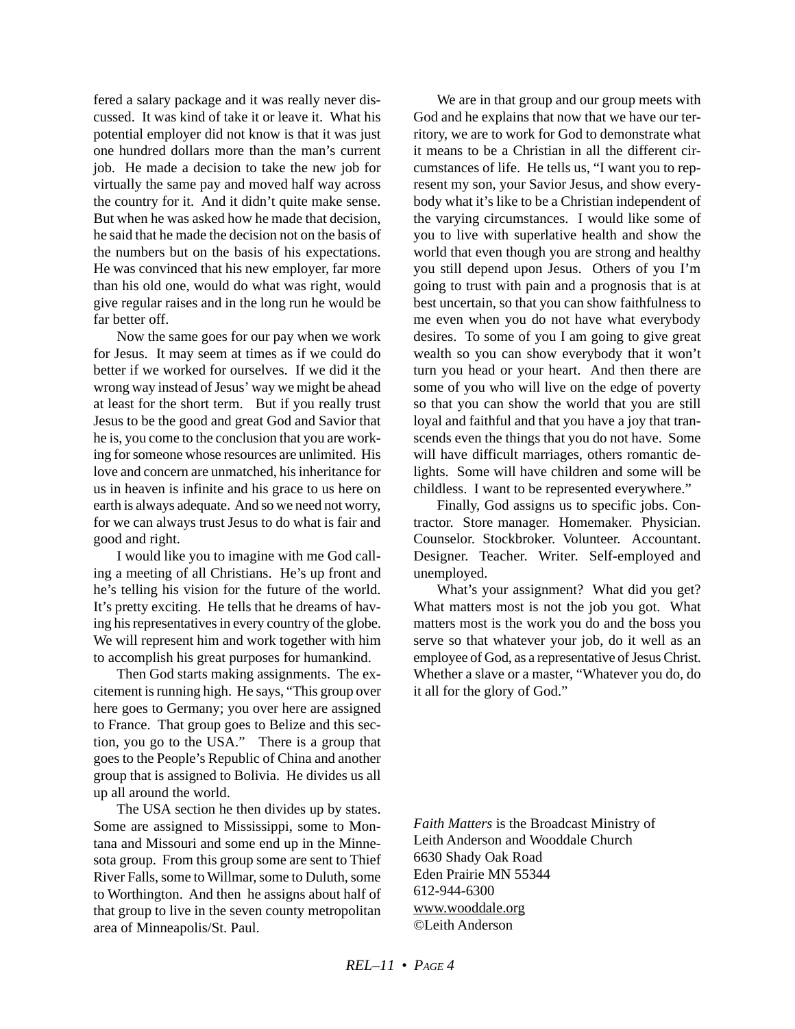fered a salary package and it was really never discussed. It was kind of take it or leave it. What his potential employer did not know is that it was just one hundred dollars more than the man's current job. He made a decision to take the new job for virtually the same pay and moved half way across the country for it. And it didn't quite make sense. But when he was asked how he made that decision, he said that he made the decision not on the basis of the numbers but on the basis of his expectations. He was convinced that his new employer, far more than his old one, would do what was right, would give regular raises and in the long run he would be far better off.

Now the same goes for our pay when we work for Jesus. It may seem at times as if we could do better if we worked for ourselves. If we did it the wrong way instead of Jesus' way we might be ahead at least for the short term. But if you really trust Jesus to be the good and great God and Savior that he is, you come to the conclusion that you are working for someone whose resources are unlimited. His love and concern are unmatched, his inheritance for us in heaven is infinite and his grace to us here on earth is always adequate. And so we need not worry, for we can always trust Jesus to do what is fair and good and right.

I would like you to imagine with me God calling a meeting of all Christians. He's up front and he's telling his vision for the future of the world. It's pretty exciting. He tells that he dreams of having his representatives in every country of the globe. We will represent him and work together with him to accomplish his great purposes for humankind.

Then God starts making assignments. The excitement is running high. He says, "This group over here goes to Germany; you over here are assigned to France. That group goes to Belize and this section, you go to the USA." There is a group that goes to the People's Republic of China and another group that is assigned to Bolivia. He divides us all up all around the world.

The USA section he then divides up by states. Some are assigned to Mississippi, some to Montana and Missouri and some end up in the Minnesota group. From this group some are sent to Thief River Falls, some to Willmar, some to Duluth, some to Worthington. And then he assigns about half of that group to live in the seven county metropolitan area of Minneapolis/St. Paul.

We are in that group and our group meets with God and he explains that now that we have our territory, we are to work for God to demonstrate what it means to be a Christian in all the different circumstances of life. He tells us, "I want you to represent my son, your Savior Jesus, and show everybody what it's like to be a Christian independent of the varying circumstances. I would like some of you to live with superlative health and show the world that even though you are strong and healthy you still depend upon Jesus. Others of you I'm going to trust with pain and a prognosis that is at best uncertain, so that you can show faithfulness to me even when you do not have what everybody desires. To some of you I am going to give great wealth so you can show everybody that it won't turn you head or your heart. And then there are some of you who will live on the edge of poverty so that you can show the world that you are still loyal and faithful and that you have a joy that transcends even the things that you do not have. Some will have difficult marriages, others romantic delights. Some will have children and some will be childless. I want to be represented everywhere."

Finally, God assigns us to specific jobs. Contractor. Store manager. Homemaker. Physician. Counselor. Stockbroker. Volunteer. Accountant. Designer. Teacher. Writer. Self-employed and unemployed.

What's your assignment? What did you get? What matters most is not the job you got. What matters most is the work you do and the boss you serve so that whatever your job, do it well as an employee of God, as a representative of Jesus Christ. Whether a slave or a master, "Whatever you do, do it all for the glory of God."

*Faith Matters* is the Broadcast Ministry of
Leith Anderson and Wooddale Church
6630 Shady Oak Road
Eden Prairie MN 55344
612-944-6300
www.wooddale.org
©Leith Anderson